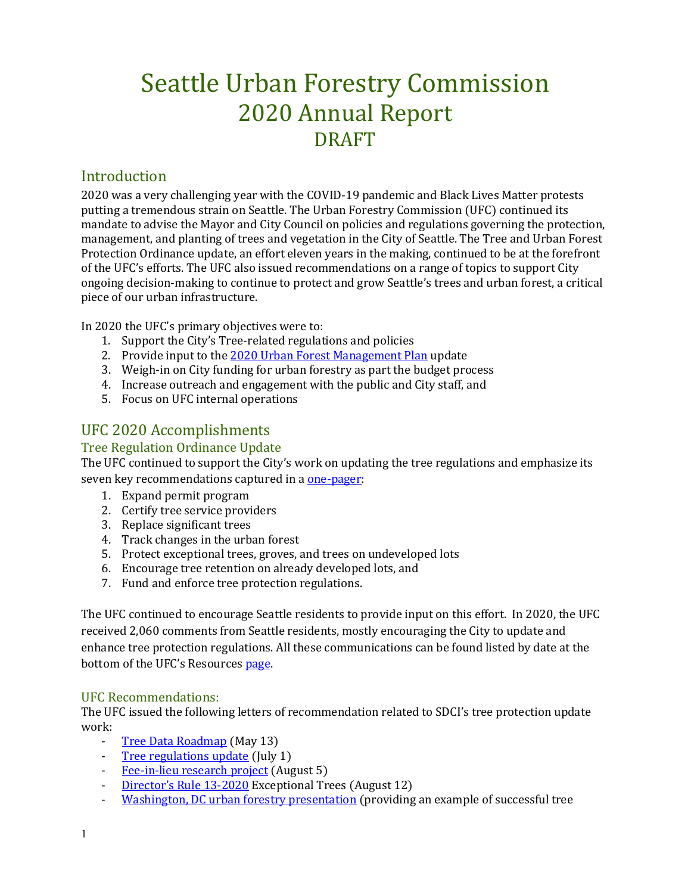# Seattle Urban Forestry Commission 2020 Annual Report DRAFT

## Introduction

2020 was a very challenging year with the COVID-19 pandemic and Black Lives Matter protests putting a tremendous strain on Seattle. The Urban Forestry Commission (UFC) continued its mandate to advise the Mayor and City Council on policies and regulations governing the protection, management, and planting of trees and vegetation in the City of Seattle. The Tree and Urban Forest Protection Ordinance update, an effort eleven years in the making, continued to be at the forefront of the UFC's efforts. The UFC also issued recommendations on a range of topics to support City ongoing decision-making to continue to protect and grow Seattle's trees and urban forest, a critical piece of our urban infrastructure.

In 2020 the UFC's primary objectives were to:

1. Support the City's Tree-related regulations and policies
2. Provide input to the 2020 Urban Forest Management Plan update
3. Weigh-in on City funding for urban forestry as part the budget process
4. Increase outreach and engagement with the public and City staff, and
5. Focus on UFC internal operations

## UFC 2020 Accomplishments

### Tree Regulation Ordinance Update

The UFC continued to support the City's work on updating the tree regulations and emphasize its seven key recommendations captured in a one-pager:

1. Expand permit program
2. Certify tree service providers
3. Replace significant trees
4. Track changes in the urban forest
5. Protect exceptional trees, groves, and trees on undeveloped lots
6. Encourage tree retention on already developed lots, and
7. Fund and enforce tree protection regulations.

The UFC continued to encourage Seattle residents to provide input on this effort. In 2020, the UFC received 2,060 comments from Seattle residents, mostly encouraging the City to update and enhance tree protection regulations. All these communications can be found listed by date at the bottom of the UFC's Resources page.

### UFC Recommendations:

The UFC issued the following letters of recommendation related to SDCI's tree protection update work:

- Tree Data Roadmap (May 13)
- Tree regulations update (July 1)
- Fee-in-lieu research project (August 5)
- Director's Rule 13-2020 Exceptional Trees (August 12)
- Washington, DC urban forestry presentation (providing an example of successful tree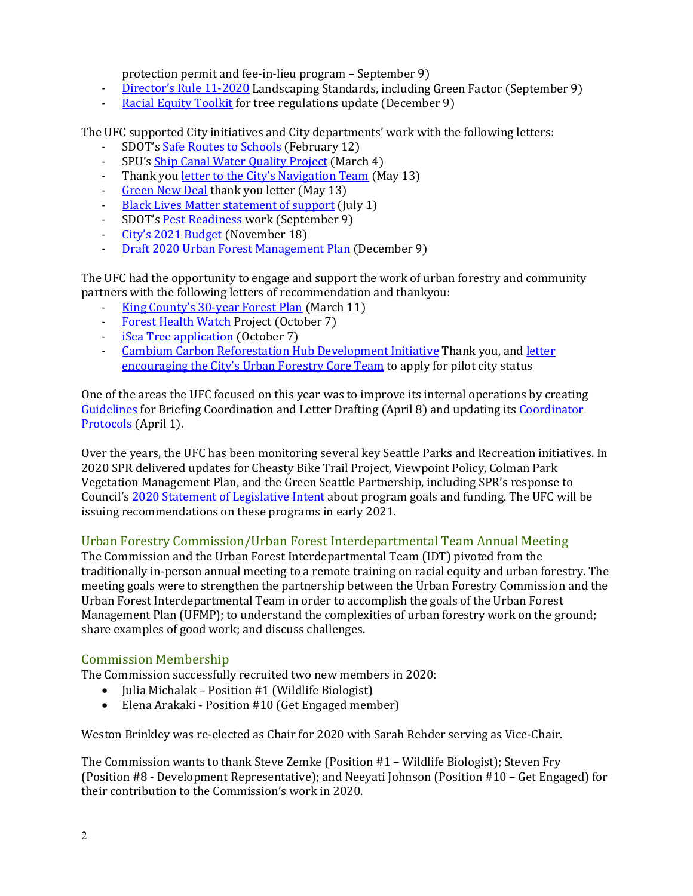protection permit and fee-in-lieu program – September 9)

- Director's Rule 11-2020 Landscaping Standards, including Green Factor (September 9)
- Racial Equity Toolkit for tree regulations update (December 9)

The UFC supported City initiatives and City departments' work with the following letters:

- SDOT's Safe Routes to Schools (February 12)
- SPU's Ship Canal Water Quality Project (March 4)
- Thank you letter to the City's Navigation Team (May 13)
- Green New Deal thank you letter (May 13)
- Black Lives Matter statement of support (July 1)
- SDOT's Pest Readiness work (September 9)
- City's 2021 Budget (November 18)
- Draft 2020 Urban Forest Management Plan (December 9)

The UFC had the opportunity to engage and support the work of urban forestry and community partners with the following letters of recommendation and thankyou:

- King County's 30-year Forest Plan (March 11)
- Forest Health Watch Project (October 7)
- iSea Tree application (October 7)
- Cambium Carbon Reforestation Hub Development Initiative Thank you, and letter encouraging the City's Urban Forestry Core Team to apply for pilot city status

One of the areas the UFC focused on this year was to improve its internal operations by creating Guidelines for Briefing Coordination and Letter Drafting (April 8) and updating its Coordinator Protocols (April 1).

Over the years, the UFC has been monitoring several key Seattle Parks and Recreation initiatives. In 2020 SPR delivered updates for Cheasty Bike Trail Project, Viewpoint Policy, Colman Park Vegetation Management Plan, and the Green Seattle Partnership, including SPR's response to Council's 2020 Statement of Legislative Intent about program goals and funding. The UFC will be issuing recommendations on these programs in early 2021.

## Urban Forestry Commission/Urban Forest Interdepartmental Team Annual Meeting

The Commission and the Urban Forest Interdepartmental Team (IDT) pivoted from the traditionally in-person annual meeting to a remote training on racial equity and urban forestry. The meeting goals were to strengthen the partnership between the Urban Forestry Commission and the Urban Forest Interdepartmental Team in order to accomplish the goals of the Urban Forest Management Plan (UFMP); to understand the complexities of urban forestry work on the ground; share examples of good work; and discuss challenges.

## Commission Membership

The Commission successfully recruited two new members in 2020:

- Julia Michalak – Position #1 (Wildlife Biologist)
- Elena Arakaki - Position #10 (Get Engaged member)

Weston Brinkley was re-elected as Chair for 2020 with Sarah Rehder serving as Vice-Chair.

The Commission wants to thank Steve Zemke (Position #1 – Wildlife Biologist); Steven Fry (Position #8 - Development Representative); and Neeyati Johnson (Position #10 – Get Engaged) for their contribution to the Commission's work in 2020.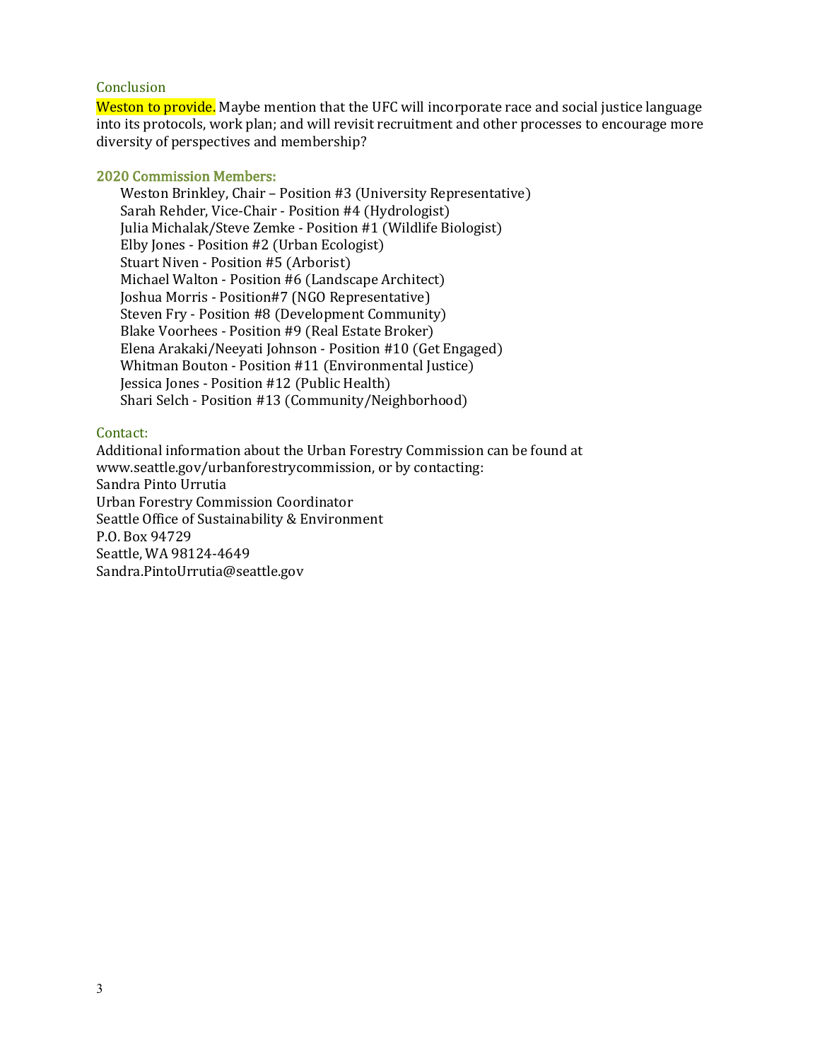## Conclusion

Weston to provide. Maybe mention that the UFC will incorporate race and social justice language into its protocols, work plan; and will revisit recruitment and other processes to encourage more diversity of perspectives and membership?

## 2020 Commission Members:

Weston Brinkley, Chair – Position #3 (University Representative)
Sarah Rehder, Vice-Chair - Position #4 (Hydrologist)
Julia Michalak/Steve Zemke - Position #1 (Wildlife Biologist)
Elby Jones - Position #2 (Urban Ecologist)
Stuart Niven - Position #5 (Arborist)
Michael Walton - Position #6 (Landscape Architect)
Joshua Morris - Position#7 (NGO Representative)
Steven Fry - Position #8 (Development Community)
Blake Voorhees - Position #9 (Real Estate Broker)
Elena Arakaki/Neeyati Johnson - Position #10 (Get Engaged)
Whitman Bouton - Position #11 (Environmental Justice)
Jessica Jones - Position #12 (Public Health)
Shari Selch - Position #13 (Community/Neighborhood)

## Contact:

Additional information about the Urban Forestry Commission can be found at www.seattle.gov/urbanforestrycommission, or by contacting:
Sandra Pinto Urrutia
Urban Forestry Commission Coordinator
Seattle Office of Sustainability & Environment
P.O. Box 94729
Seattle, WA 98124-4649
Sandra.PintoUrrutia@seattle.gov